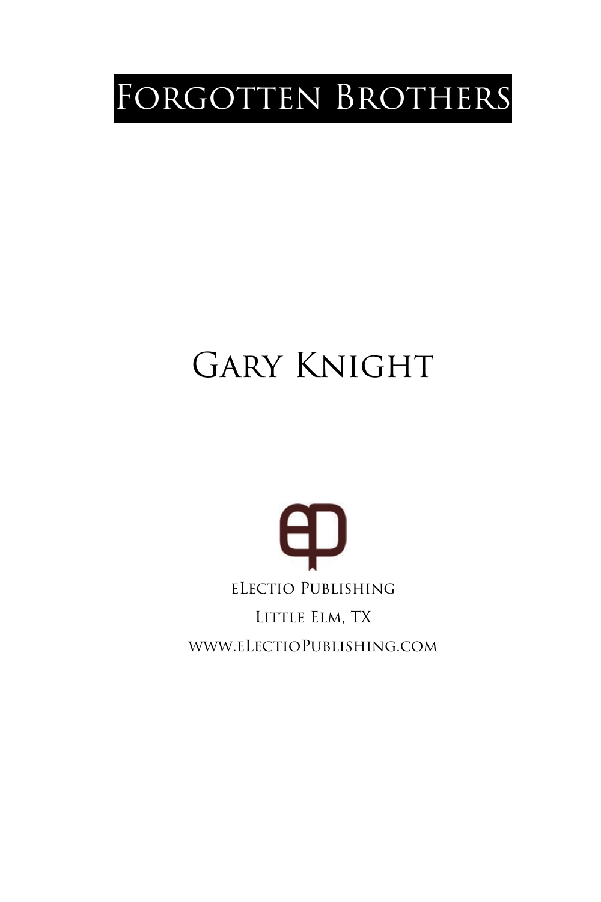# Forgotten Brothers

## Gary Knight

eLectio Publishing

Little Elm, TX

www.eLectioPublishing.com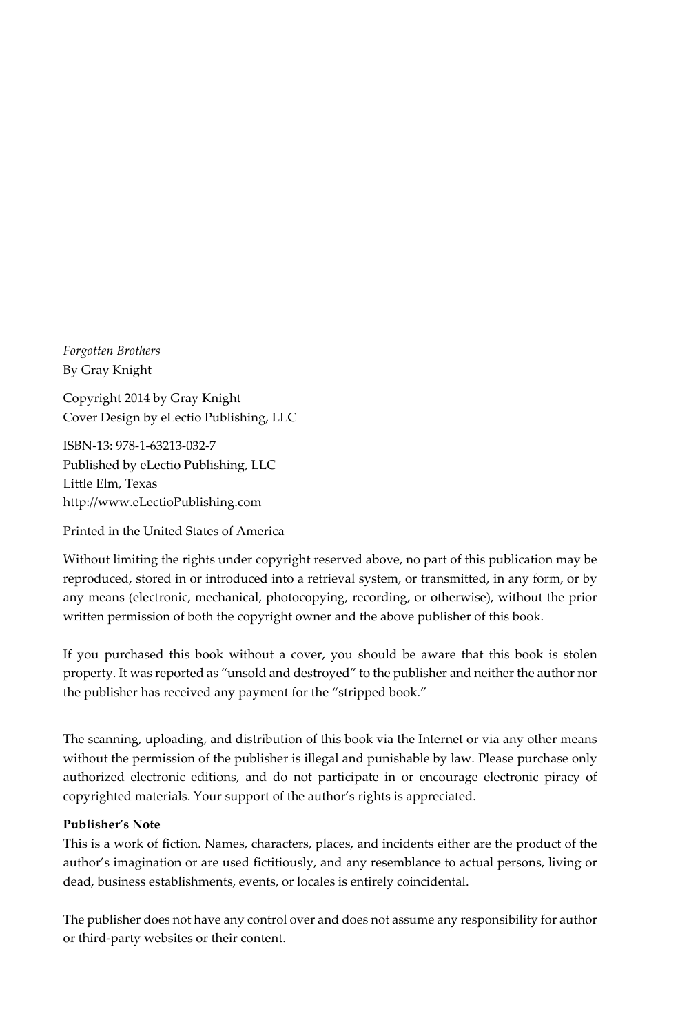*Forgotten Brothers*
By Gray Knight

Copyright 2014 by Gray Knight
Cover Design by eLectio Publishing, LLC

ISBN-13: 978-1-63213-032-7
Published by eLectio Publishing, LLC
Little Elm, Texas
http://www.eLectioPublishing.com

Printed in the United States of America

Without limiting the rights under copyright reserved above, no part of this publication may be reproduced, stored in or introduced into a retrieval system, or transmitted, in any form, or by any means (electronic, mechanical, photocopying, recording, or otherwise), without the prior written permission of both the copyright owner and the above publisher of this book.

If you purchased this book without a cover, you should be aware that this book is stolen property. It was reported as "unsold and destroyed" to the publisher and neither the author nor the publisher has received any payment for the "stripped book."

The scanning, uploading, and distribution of this book via the Internet or via any other means without the permission of the publisher is illegal and punishable by law. Please purchase only authorized electronic editions, and do not participate in or encourage electronic piracy of copyrighted materials. Your support of the author's rights is appreciated.

**Publisher's Note**
This is a work of fiction. Names, characters, places, and incidents either are the product of the author's imagination or are used fictitiously, and any resemblance to actual persons, living or dead, business establishments, events, or locales is entirely coincidental.

The publisher does not have any control over and does not assume any responsibility for author or third-party websites or their content.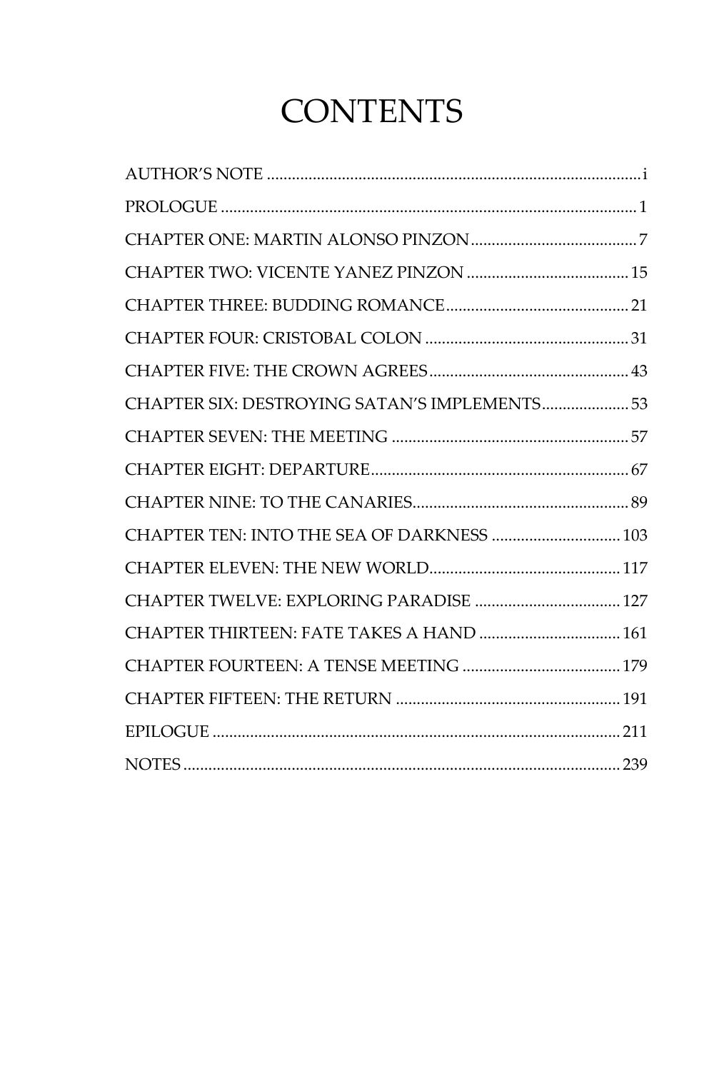# CONTENTS

AUTHOR'S NOTE .......... i

PROLOGUE .......... 1

CHAPTER ONE: MARTIN ALONSO PINZON .......... 7

CHAPTER TWO: VICENTE YANEZ PINZON .......... 15

CHAPTER THREE: BUDDING ROMANCE .......... 21

CHAPTER FOUR: CRISTOBAL COLON .......... 31

CHAPTER FIVE: THE CROWN AGREES .......... 43

CHAPTER SIX: DESTROYING SATAN'S IMPLEMENTS .......... 53

CHAPTER SEVEN: THE MEETING .......... 57

CHAPTER EIGHT: DEPARTURE .......... 67

CHAPTER NINE: TO THE CANARIES .......... 89

CHAPTER TEN: INTO THE SEA OF DARKNESS .......... 103

CHAPTER ELEVEN: THE NEW WORLD .......... 117

CHAPTER TWELVE: EXPLORING PARADISE .......... 127

CHAPTER THIRTEEN: FATE TAKES A HAND .......... 161

CHAPTER FOURTEEN: A TENSE MEETING .......... 179

CHAPTER FIFTEEN: THE RETURN .......... 191

EPILOGUE .......... 211

NOTES .......... 239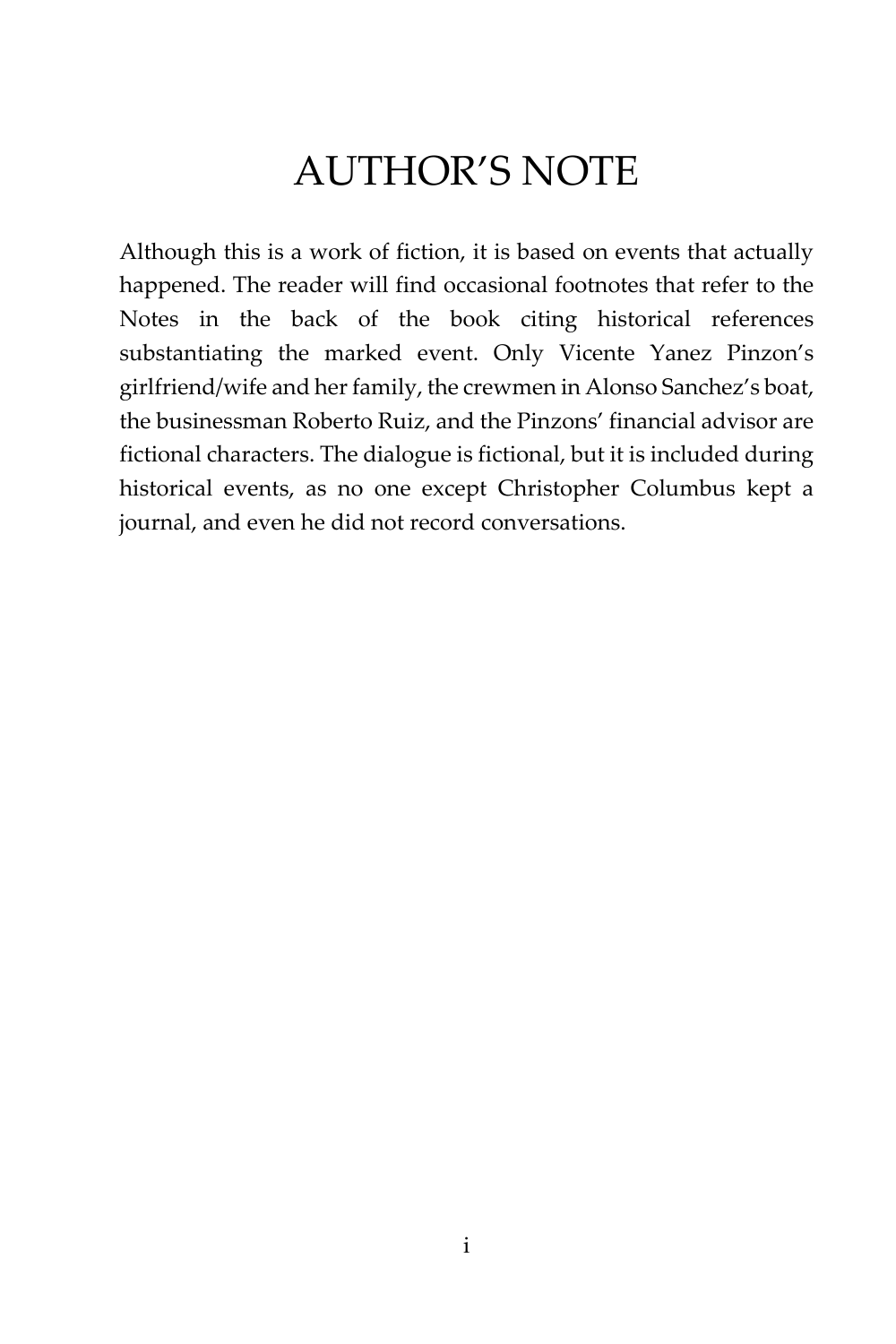# AUTHOR'S NOTE

Although this is a work of fiction, it is based on events that actually happened. The reader will find occasional footnotes that refer to the Notes in the back of the book citing historical references substantiating the marked event. Only Vicente Yanez Pinzon's girlfriend/wife and her family, the crewmen in Alonso Sanchez's boat, the businessman Roberto Ruiz, and the Pinzons' financial advisor are fictional characters. The dialogue is fictional, but it is included during historical events, as no one except Christopher Columbus kept a journal, and even he did not record conversations.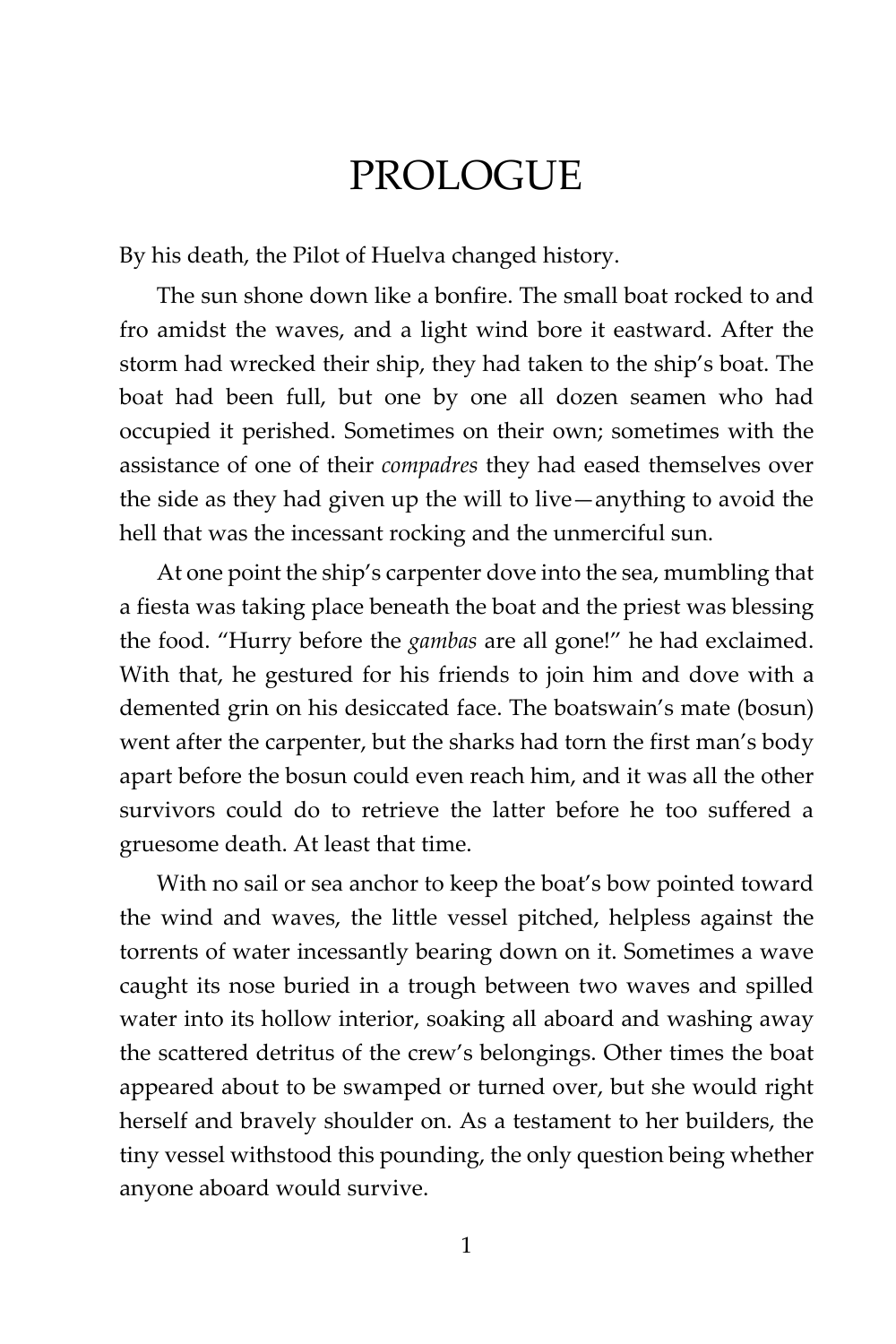# PROLOGUE

By his death, the Pilot of Huelva changed history.

The sun shone down like a bonfire. The small boat rocked to and fro amidst the waves, and a light wind bore it eastward. After the storm had wrecked their ship, they had taken to the ship's boat. The boat had been full, but one by one all dozen seamen who had occupied it perished. Sometimes on their own; sometimes with the assistance of one of their *compadres* they had eased themselves over the side as they had given up the will to live—anything to avoid the hell that was the incessant rocking and the unmerciful sun.

At one point the ship's carpenter dove into the sea, mumbling that a fiesta was taking place beneath the boat and the priest was blessing the food. "Hurry before the *gambas* are all gone!" he had exclaimed. With that, he gestured for his friends to join him and dove with a demented grin on his desiccated face. The boatswain's mate (bosun) went after the carpenter, but the sharks had torn the first man's body apart before the bosun could even reach him, and it was all the other survivors could do to retrieve the latter before he too suffered a gruesome death. At least that time.

With no sail or sea anchor to keep the boat's bow pointed toward the wind and waves, the little vessel pitched, helpless against the torrents of water incessantly bearing down on it. Sometimes a wave caught its nose buried in a trough between two waves and spilled water into its hollow interior, soaking all aboard and washing away the scattered detritus of the crew's belongings. Other times the boat appeared about to be swamped or turned over, but she would right herself and bravely shoulder on. As a testament to her builders, the tiny vessel withstood this pounding, the only question being whether anyone aboard would survive.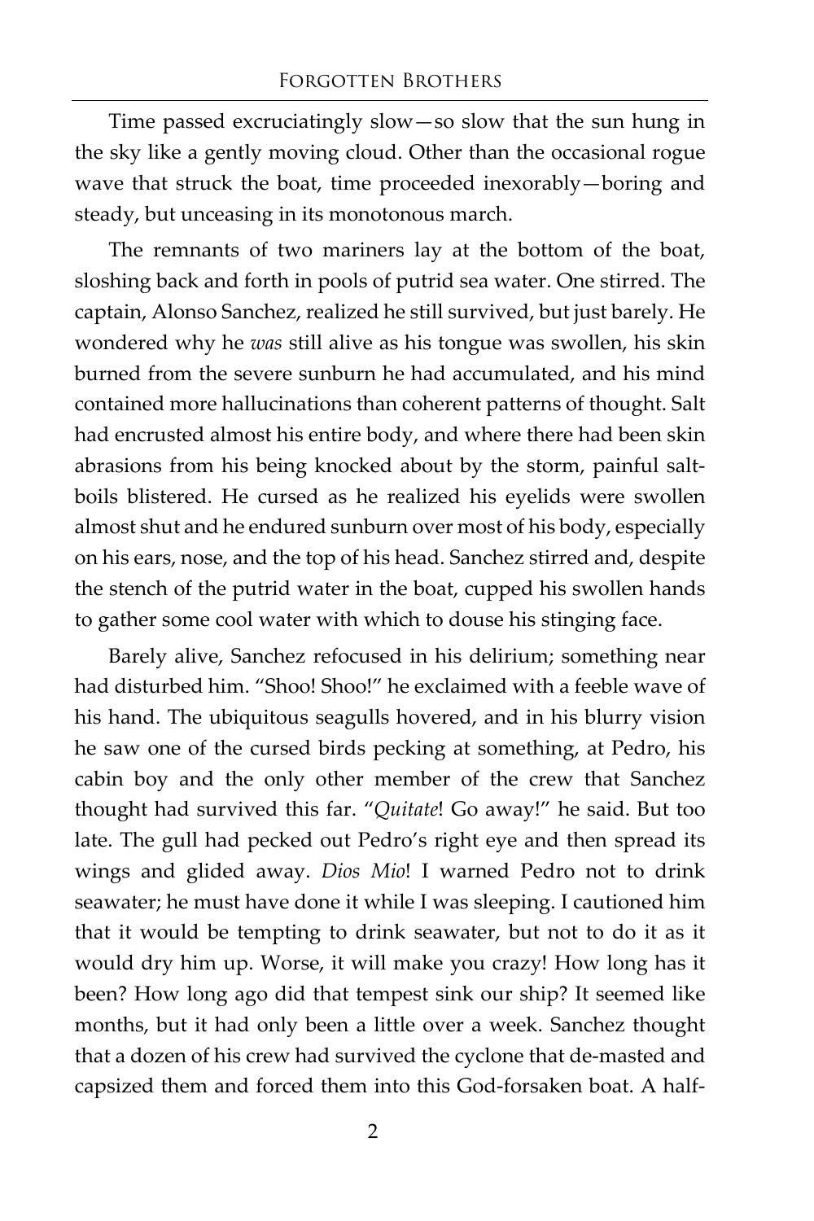Time passed excruciatingly slow—so slow that the sun hung in the sky like a gently moving cloud. Other than the occasional rogue wave that struck the boat, time proceeded inexorably—boring and steady, but unceasing in its monotonous march.

The remnants of two mariners lay at the bottom of the boat, sloshing back and forth in pools of putrid sea water. One stirred. The captain, Alonso Sanchez, realized he still survived, but just barely. He wondered why he *was* still alive as his tongue was swollen, his skin burned from the severe sunburn he had accumulated, and his mind contained more hallucinations than coherent patterns of thought. Salt had encrusted almost his entire body, and where there had been skin abrasions from his being knocked about by the storm, painful salt-boils blistered. He cursed as he realized his eyelids were swollen almost shut and he endured sunburn over most of his body, especially on his ears, nose, and the top of his head. Sanchez stirred and, despite the stench of the putrid water in the boat, cupped his swollen hands to gather some cool water with which to douse his stinging face.

Barely alive, Sanchez refocused in his delirium; something near had disturbed him. "Shoo! Shoo!" he exclaimed with a feeble wave of his hand. The ubiquitous seagulls hovered, and in his blurry vision he saw one of the cursed birds pecking at something, at Pedro, his cabin boy and the only other member of the crew that Sanchez thought had survived this far. "*Quitate*! Go away!" he said. But too late. The gull had pecked out Pedro's right eye and then spread its wings and glided away. *Dios Mio*! I warned Pedro not to drink seawater; he must have done it while I was sleeping. I cautioned him that it would be tempting to drink seawater, but not to do it as it would dry him up. Worse, it will make you crazy! How long has it been? How long ago did that tempest sink our ship? It seemed like months, but it had only been a little over a week. Sanchez thought that a dozen of his crew had survived the cyclone that de-masted and capsized them and forced them into this God-forsaken boat. A half-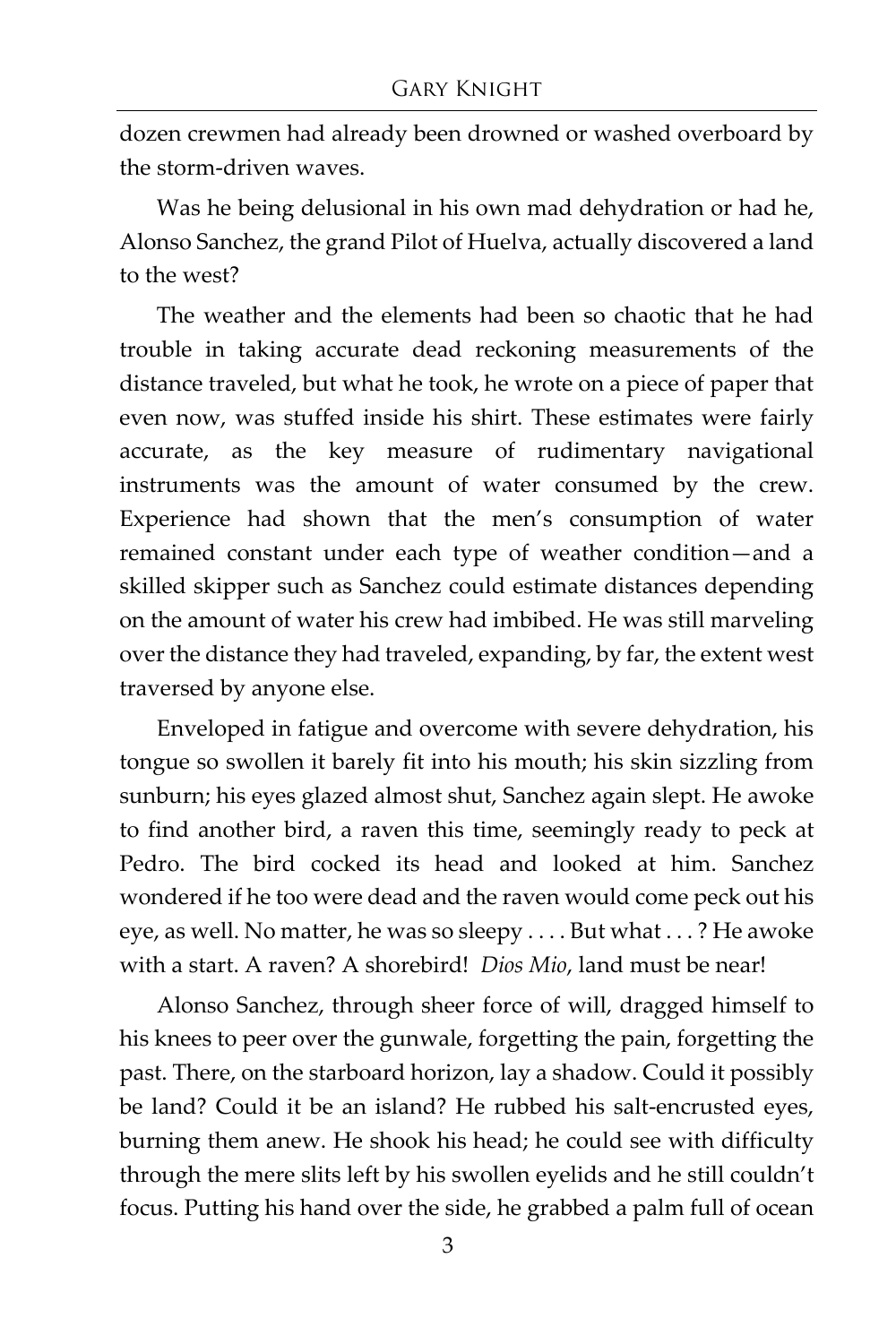dozen crewmen had already been drowned or washed overboard by the storm-driven waves.

Was he being delusional in his own mad dehydration or had he, Alonso Sanchez, the grand Pilot of Huelva, actually discovered a land to the west?

The weather and the elements had been so chaotic that he had trouble in taking accurate dead reckoning measurements of the distance traveled, but what he took, he wrote on a piece of paper that even now, was stuffed inside his shirt. These estimates were fairly accurate, as the key measure of rudimentary navigational instruments was the amount of water consumed by the crew. Experience had shown that the men's consumption of water remained constant under each type of weather condition—and a skilled skipper such as Sanchez could estimate distances depending on the amount of water his crew had imbibed. He was still marveling over the distance they had traveled, expanding, by far, the extent west traversed by anyone else.

Enveloped in fatigue and overcome with severe dehydration, his tongue so swollen it barely fit into his mouth; his skin sizzling from sunburn; his eyes glazed almost shut, Sanchez again slept. He awoke to find another bird, a raven this time, seemingly ready to peck at Pedro. The bird cocked its head and looked at him. Sanchez wondered if he too were dead and the raven would come peck out his eye, as well. No matter, he was so sleepy . . . . But what . . . ? He awoke with a start. A raven? A shorebird! *Dios Mio*, land must be near!

Alonso Sanchez, through sheer force of will, dragged himself to his knees to peer over the gunwale, forgetting the pain, forgetting the past. There, on the starboard horizon, lay a shadow. Could it possibly be land? Could it be an island? He rubbed his salt-encrusted eyes, burning them anew. He shook his head; he could see with difficulty through the mere slits left by his swollen eyelids and he still couldn't focus. Putting his hand over the side, he grabbed a palm full of ocean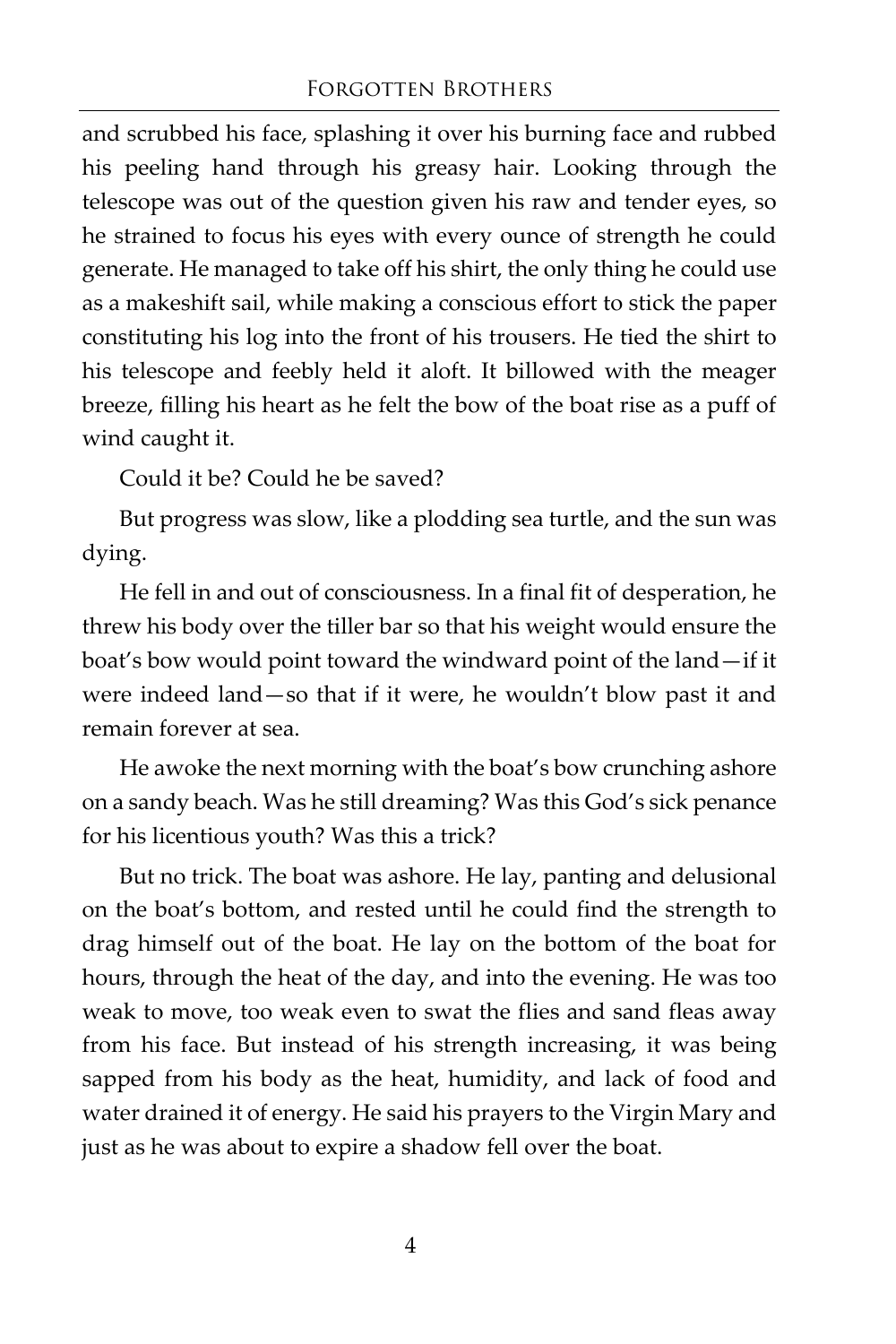and scrubbed his face, splashing it over his burning face and rubbed his peeling hand through his greasy hair. Looking through the telescope was out of the question given his raw and tender eyes, so he strained to focus his eyes with every ounce of strength he could generate. He managed to take off his shirt, the only thing he could use as a makeshift sail, while making a conscious effort to stick the paper constituting his log into the front of his trousers. He tied the shirt to his telescope and feebly held it aloft. It billowed with the meager breeze, filling his heart as he felt the bow of the boat rise as a puff of wind caught it.

Could it be? Could he be saved?

But progress was slow, like a plodding sea turtle, and the sun was dying.

He fell in and out of consciousness. In a final fit of desperation, he threw his body over the tiller bar so that his weight would ensure the boat's bow would point toward the windward point of the land—if it were indeed land—so that if it were, he wouldn't blow past it and remain forever at sea.

He awoke the next morning with the boat's bow crunching ashore on a sandy beach. Was he still dreaming? Was this God's sick penance for his licentious youth? Was this a trick?

But no trick. The boat was ashore. He lay, panting and delusional on the boat's bottom, and rested until he could find the strength to drag himself out of the boat. He lay on the bottom of the boat for hours, through the heat of the day, and into the evening. He was too weak to move, too weak even to swat the flies and sand fleas away from his face. But instead of his strength increasing, it was being sapped from his body as the heat, humidity, and lack of food and water drained it of energy. He said his prayers to the Virgin Mary and just as he was about to expire a shadow fell over the boat.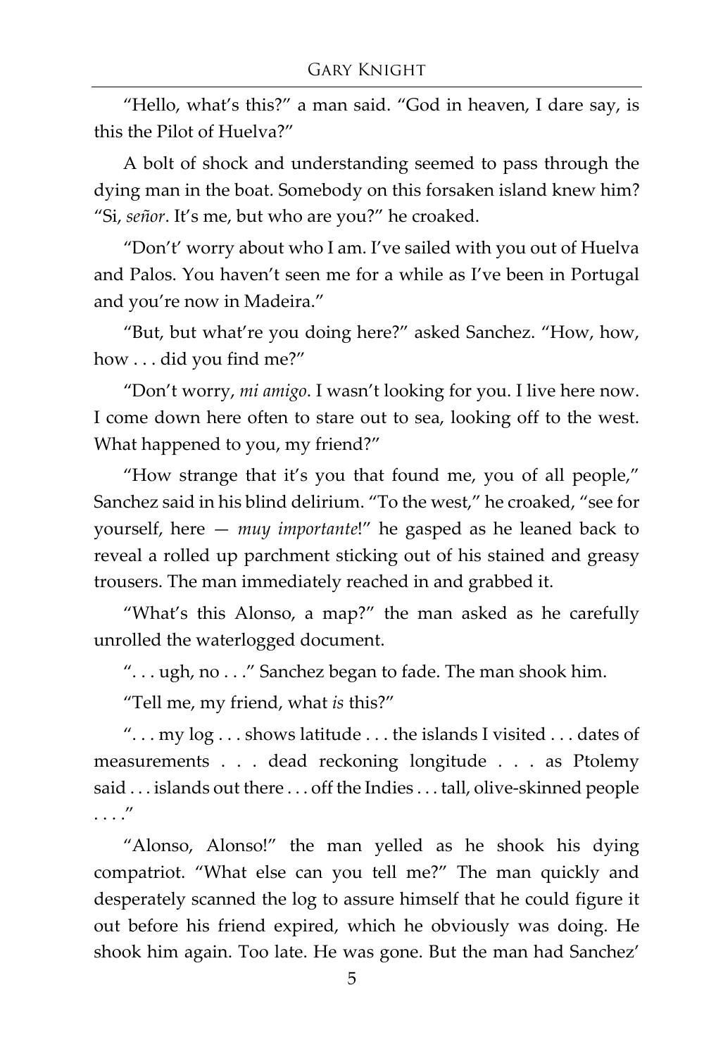"Hello, what's this?" a man said. "God in heaven, I dare say, is this the Pilot of Huelva?"

A bolt of shock and understanding seemed to pass through the dying man in the boat. Somebody on this forsaken island knew him? "Si, *señor*. It's me, but who are you?" he croaked.

"Don't' worry about who I am. I've sailed with you out of Huelva and Palos. You haven't seen me for a while as I've been in Portugal and you're now in Madeira."

"But, but what're you doing here?" asked Sanchez. "How, how, how . . . did you find me?"

"Don't worry, *mi amigo*. I wasn't looking for you. I live here now. I come down here often to stare out to sea, looking off to the west. What happened to you, my friend?"

"How strange that it's you that found me, you of all people," Sanchez said in his blind delirium. "To the west," he croaked, "see for yourself, here — *muy importante*!" he gasped as he leaned back to reveal a rolled up parchment sticking out of his stained and greasy trousers. The man immediately reached in and grabbed it.

"What's this Alonso, a map?" the man asked as he carefully unrolled the waterlogged document.

". . . ugh, no . . ." Sanchez began to fade. The man shook him.

"Tell me, my friend, what *is* this?"

". . . my log . . . shows latitude . . . the islands I visited . . . dates of measurements . . . dead reckoning longitude . . . as Ptolemy said . . . islands out there . . . off the Indies . . . tall, olive-skinned people . . . ."

"Alonso, Alonso!" the man yelled as he shook his dying compatriot. "What else can you tell me?" The man quickly and desperately scanned the log to assure himself that he could figure it out before his friend expired, which he obviously was doing. He shook him again. Too late. He was gone. But the man had Sanchez'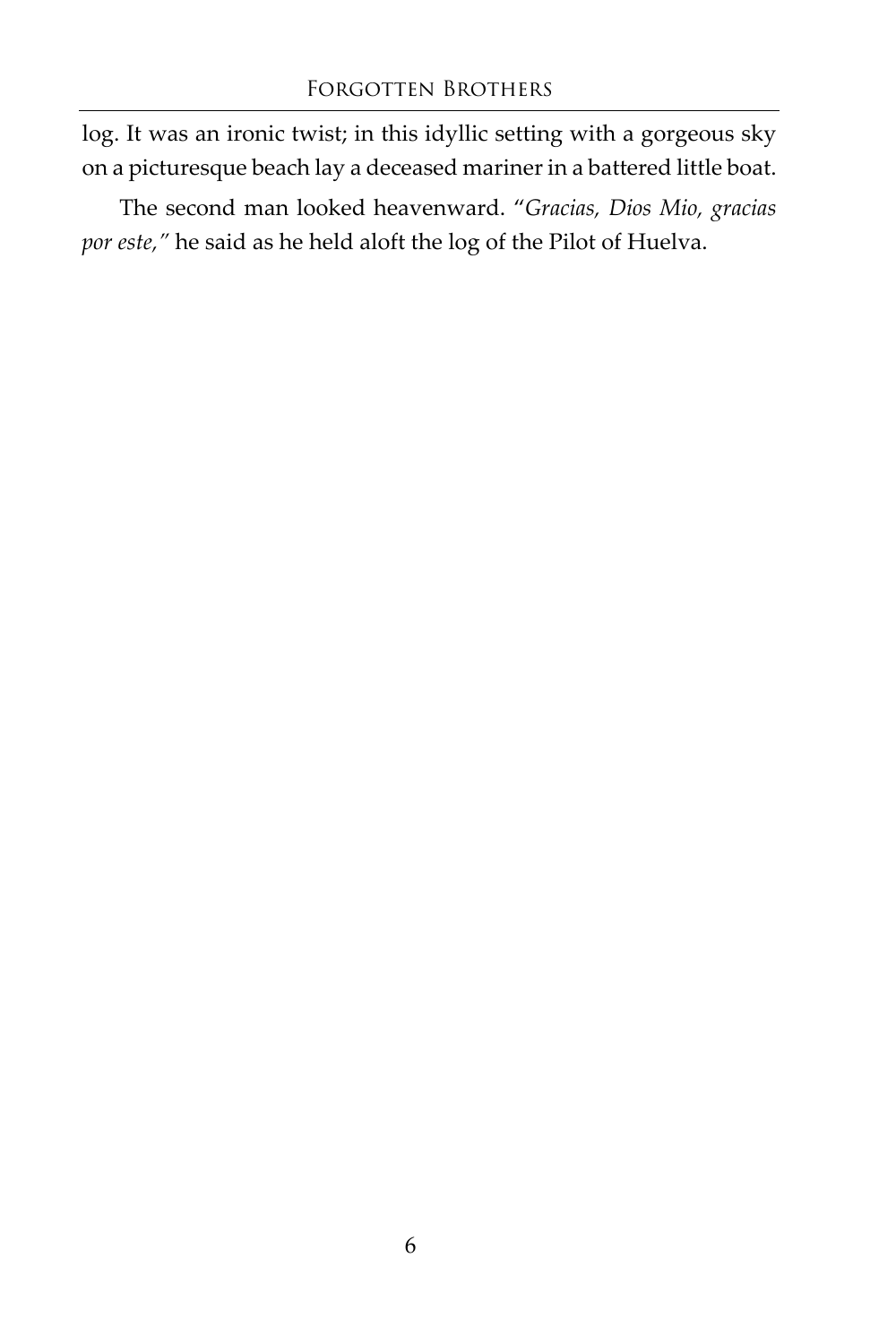log. It was an ironic twist; in this idyllic setting with a gorgeous sky on a picturesque beach lay a deceased mariner in a battered little boat.

The second man looked heavenward. "*Gracias, Dios Mio, gracias por este,*" he said as he held aloft the log of the Pilot of Huelva.